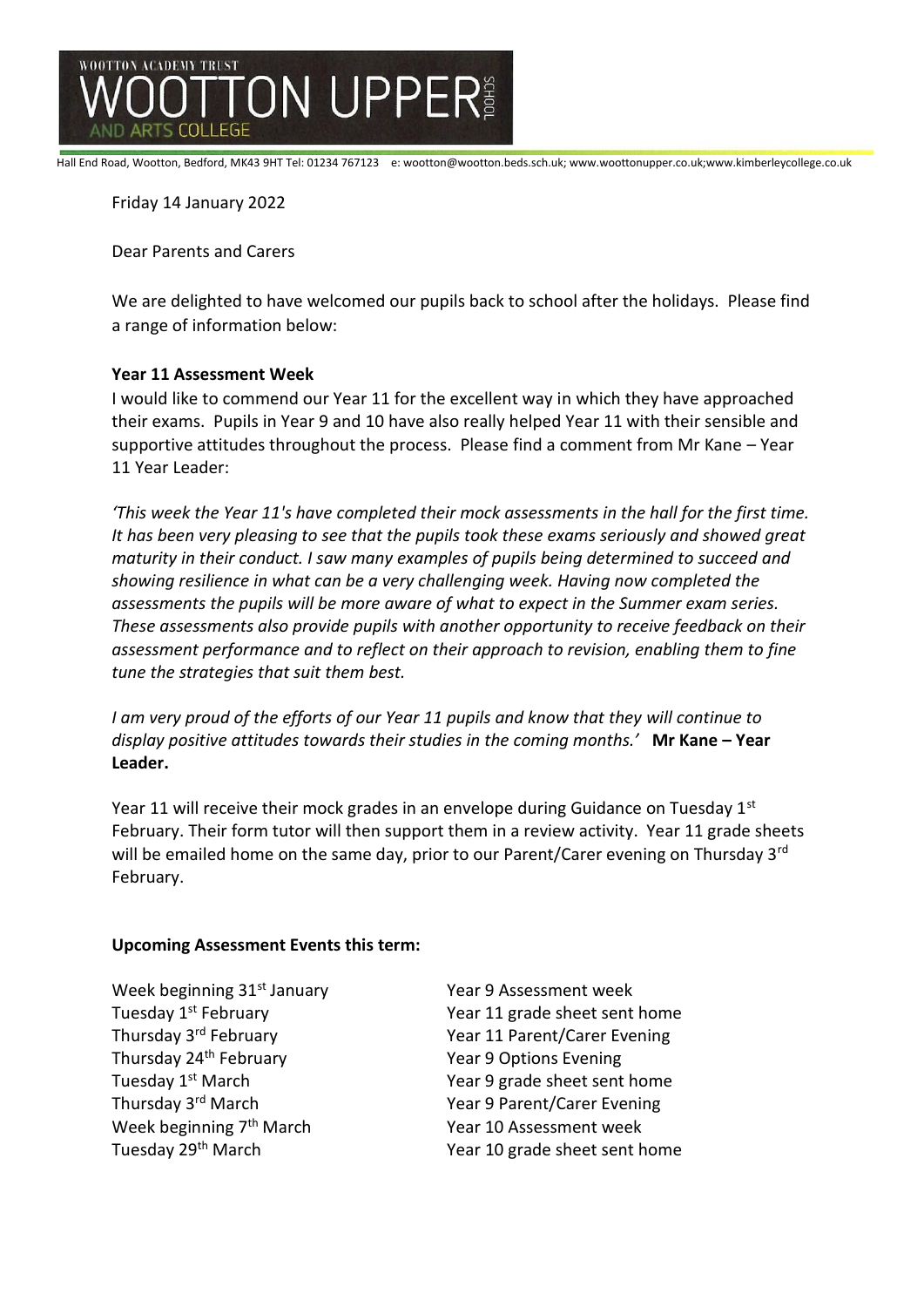WOOTTON ACADEMY TRUST

# WOOTTON UPPER SCHOOL AND ARTS COLLEGE

Hall End Road, Wootton, Bedford, MK43 9HT Tel: 01234 767123 e: wootton@wootton.beds.sch.uk; www.woottonupper.co.uk;www.kimberleycollege.co.uk

Friday 14 January 2022

Dear Parents and Carers

We are delighted to have welcomed our pupils back to school after the holidays. Please find a range of information below:

**Year 11 Assessment Week**

I would like to commend our Year 11 for the excellent way in which they have approached their exams. Pupils in Year 9 and 10 have also really helped Year 11 with their sensible and supportive attitudes throughout the process. Please find a comment from Mr Kane – Year 11 Year Leader:

*'This week the Year 11's have completed their mock assessments in the hall for the first time. It has been very pleasing to see that the pupils took these exams seriously and showed great maturity in their conduct. I saw many examples of pupils being determined to succeed and showing resilience in what can be a very challenging week. Having now completed the assessments the pupils will be more aware of what to expect in the Summer exam series. These assessments also provide pupils with another opportunity to receive feedback on their assessment performance and to reflect on their approach to revision, enabling them to fine tune the strategies that suit them best.*

*I am very proud of the efforts of our Year 11 pupils and know that they will continue to display positive attitudes towards their studies in the coming months.'* **Mr Kane – Year Leader.**

Year 11 will receive their mock grades in an envelope during Guidance on Tuesday 1st February. Their form tutor will then support them in a review activity. Year 11 grade sheets will be emailed home on the same day, prior to our Parent/Carer evening on Thursday 3rd February.

**Upcoming Assessment Events this term:**

| | |
|---|---|
| Week beginning 31st January | Year 9 Assessment week |
| Tuesday 1st February | Year 11 grade sheet sent home |
| Thursday 3rd February | Year 11 Parent/Carer Evening |
| Thursday 24th February | Year 9 Options Evening |
| Tuesday 1st March | Year 9 grade sheet sent home |
| Thursday 3rd March | Year 9 Parent/Carer Evening |
| Week beginning 7th March | Year 10 Assessment week |
| Tuesday 29th March | Year 10 grade sheet sent home |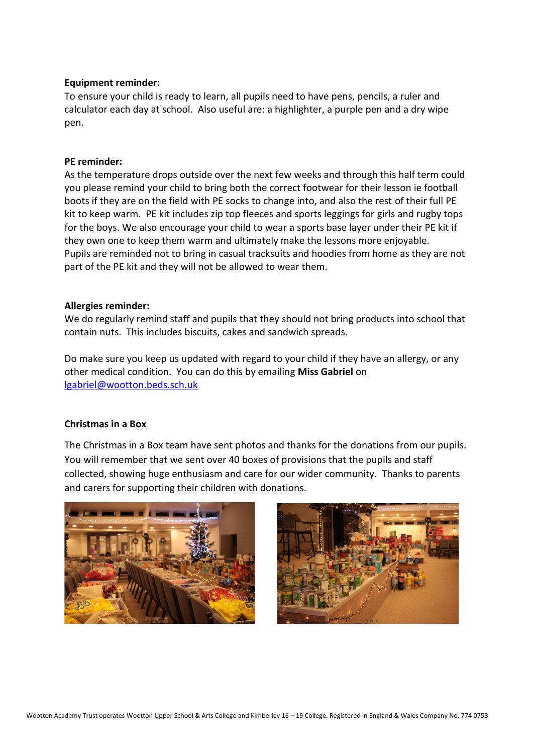**Equipment reminder:**
To ensure your child is ready to learn, all pupils need to have pens, pencils, a ruler and calculator each day at school. Also useful are: a highlighter, a purple pen and a dry wipe pen.

**PE reminder:**
As the temperature drops outside over the next few weeks and through this half term could you please remind your child to bring both the correct footwear for their lesson ie football boots if they are on the field with PE socks to change into, and also the rest of their full PE kit to keep warm. PE kit includes zip top fleeces and sports leggings for girls and rugby tops for the boys. We also encourage your child to wear a sports base layer under their PE kit if they own one to keep them warm and ultimately make the lessons more enjoyable.
Pupils are reminded not to bring in casual tracksuits and hoodies from home as they are not part of the PE kit and they will not be allowed to wear them.

**Allergies reminder:**
We do regularly remind staff and pupils that they should not bring products into school that contain nuts. This includes biscuits, cakes and sandwich spreads.

Do make sure you keep us updated with regard to your child if they have an allergy, or any other medical condition. You can do this by emailing **Miss Gabriel** on lgabriel@wootton.beds.sch.uk

**Christmas in a Box**

The Christmas in a Box team have sent photos and thanks for the donations from our pupils. You will remember that we sent over 40 boxes of provisions that the pupils and staff collected, showing huge enthusiasm and care for our wider community. Thanks to parents and carers for supporting their children with donations.

Wootton Academy Trust operates Wootton Upper School & Arts College and Kimberley 16 – 19 College. Registered in England & Wales Company No. 774 0758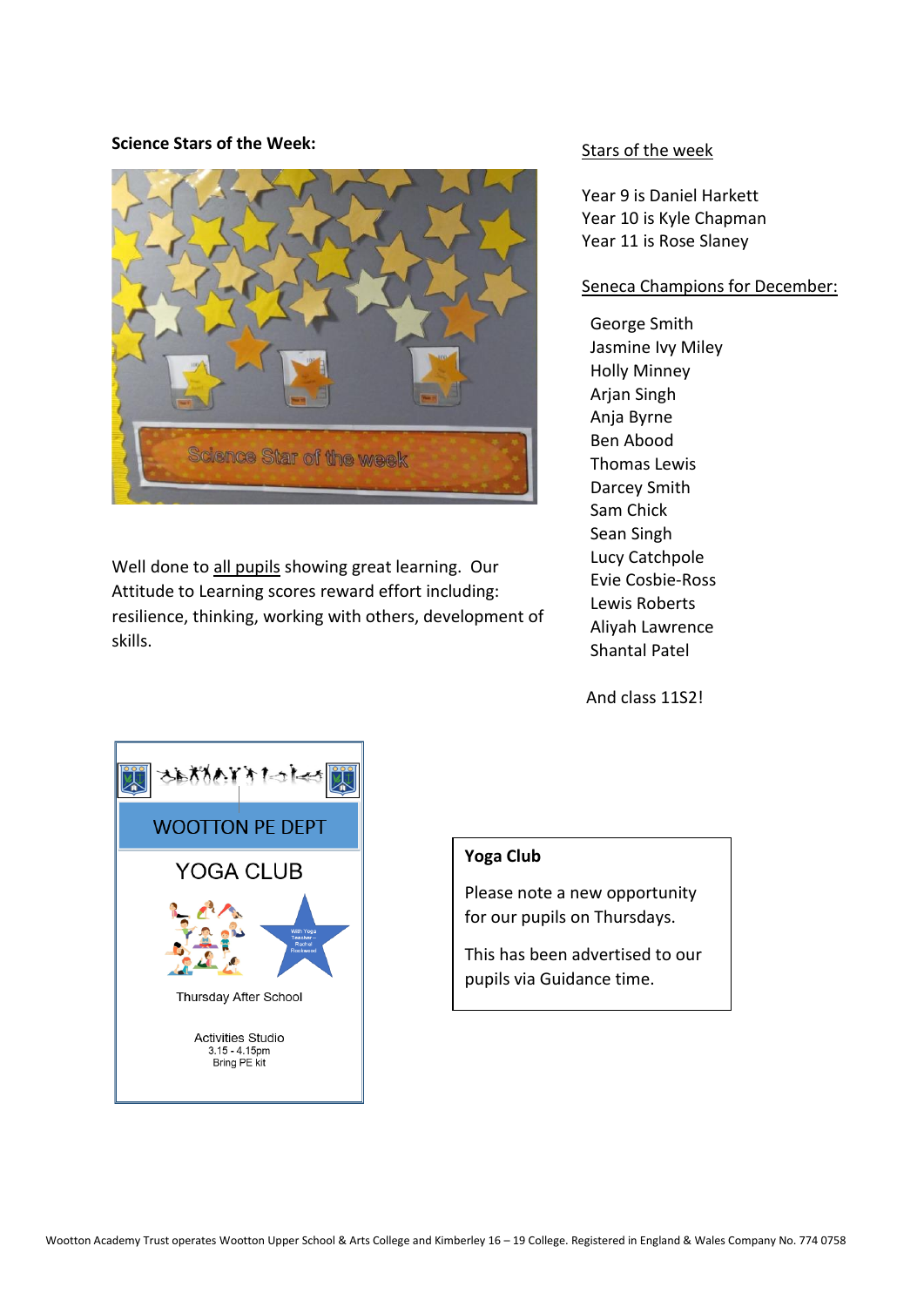**Science Stars of the Week:**

Well done to all pupils showing great learning. Our Attitude to Learning scores reward effort including: resilience, thinking, working with others, development of skills.

Stars of the week

Year 9 is Daniel Harkett
Year 10 is Kyle Chapman
Year 11 is Rose Slaney

Seneca Champions for December:

George Smith
Jasmine Ivy Miley
Holly Minney
Arjan Singh
Anja Byrne
Ben Abood
Thomas Lewis
Darcey Smith
Sam Chick
Sean Singh
Lucy Catchpole
Evie Cosbie-Ross
Lewis Roberts
Aliyah Lawrence
Shantal Patel

And class 11S2!

WOOTTON PE DEPT

YOGA CLUB

With Yoga Teacher – Rachel Rockwood

Thursday After School

Activities Studio
3.15 - 4.15pm
Bring PE kit

**Yoga Club**

Please note a new opportunity for our pupils on Thursdays.

This has been advertised to our pupils via Guidance time.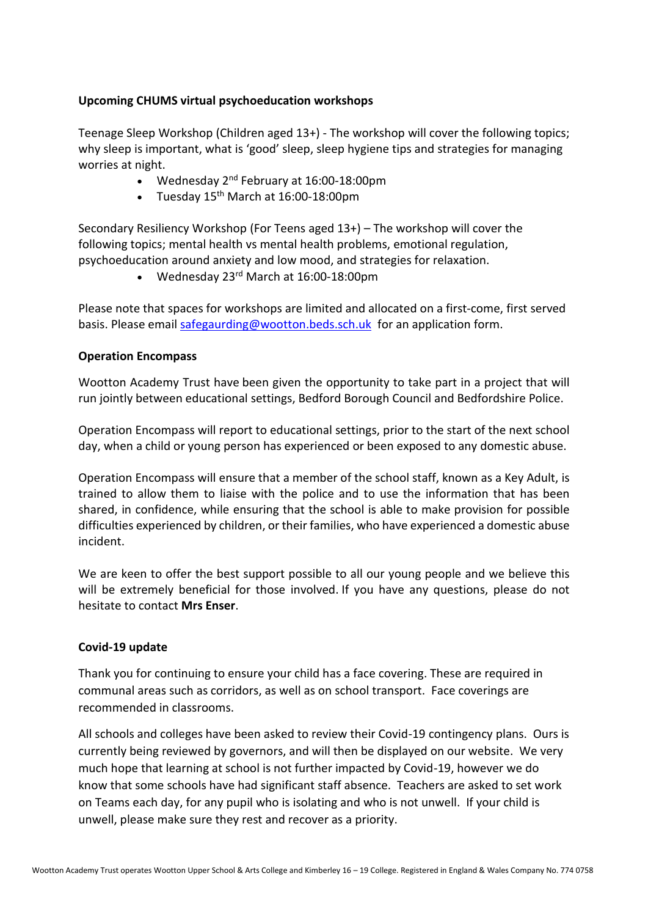**Upcoming CHUMS virtual psychoeducation workshops**

Teenage Sleep Workshop (Children aged 13+) - The workshop will cover the following topics; why sleep is important, what is 'good' sleep, sleep hygiene tips and strategies for managing worries at night.

- Wednesday 2nd February at 16:00-18:00pm
- Tuesday 15th March at 16:00-18:00pm

Secondary Resiliency Workshop (For Teens aged 13+) – The workshop will cover the following topics; mental health vs mental health problems, emotional regulation, psychoeducation around anxiety and low mood, and strategies for relaxation.

- Wednesday 23rd March at 16:00-18:00pm

Please note that spaces for workshops are limited and allocated on a first-come, first served basis. Please email safegaurding@wootton.beds.sch.uk for an application form.

**Operation Encompass**

Wootton Academy Trust have been given the opportunity to take part in a project that will run jointly between educational settings, Bedford Borough Council and Bedfordshire Police.

Operation Encompass will report to educational settings, prior to the start of the next school day, when a child or young person has experienced or been exposed to any domestic abuse.

Operation Encompass will ensure that a member of the school staff, known as a Key Adult, is trained to allow them to liaise with the police and to use the information that has been shared, in confidence, while ensuring that the school is able to make provision for possible difficulties experienced by children, or their families, who have experienced a domestic abuse incident.

We are keen to offer the best support possible to all our young people and we believe this will be extremely beneficial for those involved. If you have any questions, please do not hesitate to contact **Mrs Enser**.

**Covid-19 update**

Thank you for continuing to ensure your child has a face covering. These are required in communal areas such as corridors, as well as on school transport. Face coverings are recommended in classrooms.

All schools and colleges have been asked to review their Covid-19 contingency plans. Ours is currently being reviewed by governors, and will then be displayed on our website. We very much hope that learning at school is not further impacted by Covid-19, however we do know that some schools have had significant staff absence. Teachers are asked to set work on Teams each day, for any pupil who is isolating and who is not unwell. If your child is unwell, please make sure they rest and recover as a priority.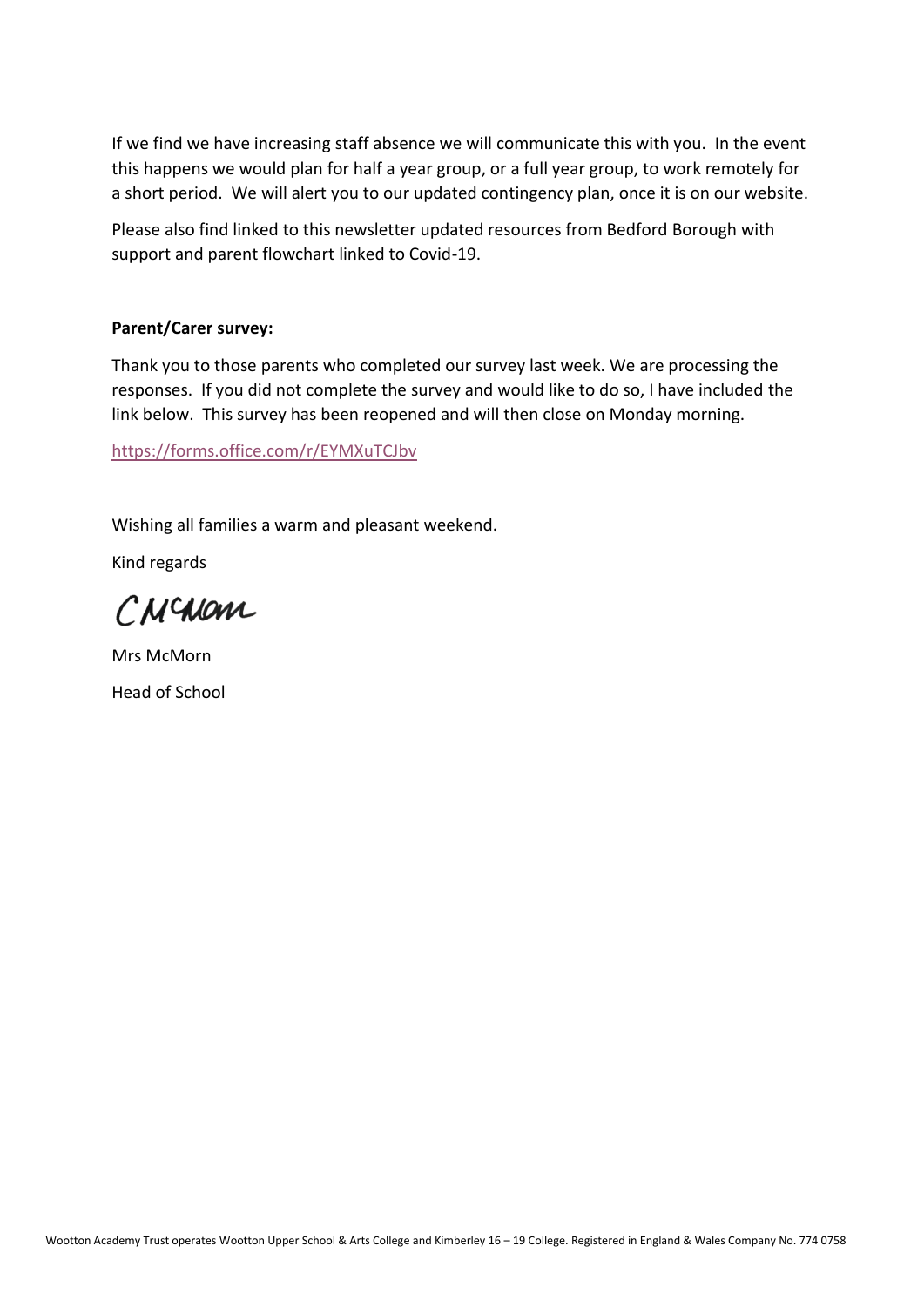If we find we have increasing staff absence we will communicate this with you. In the event this happens we would plan for half a year group, or a full year group, to work remotely for a short period. We will alert you to our updated contingency plan, once it is on our website.

Please also find linked to this newsletter updated resources from Bedford Borough with support and parent flowchart linked to Covid-19.

**Parent/Carer survey:**

Thank you to those parents who completed our survey last week. We are processing the responses. If you did not complete the survey and would like to do so, I have included the link below. This survey has been reopened and will then close on Monday morning.

https://forms.office.com/r/EYMXuTCJbv

Wishing all families a warm and pleasant weekend.

Kind regards

CMcMorn

Mrs McMorn

Head of School

Wootton Academy Trust operates Wootton Upper School & Arts College and Kimberley 16 – 19 College. Registered in England & Wales Company No. 774 0758